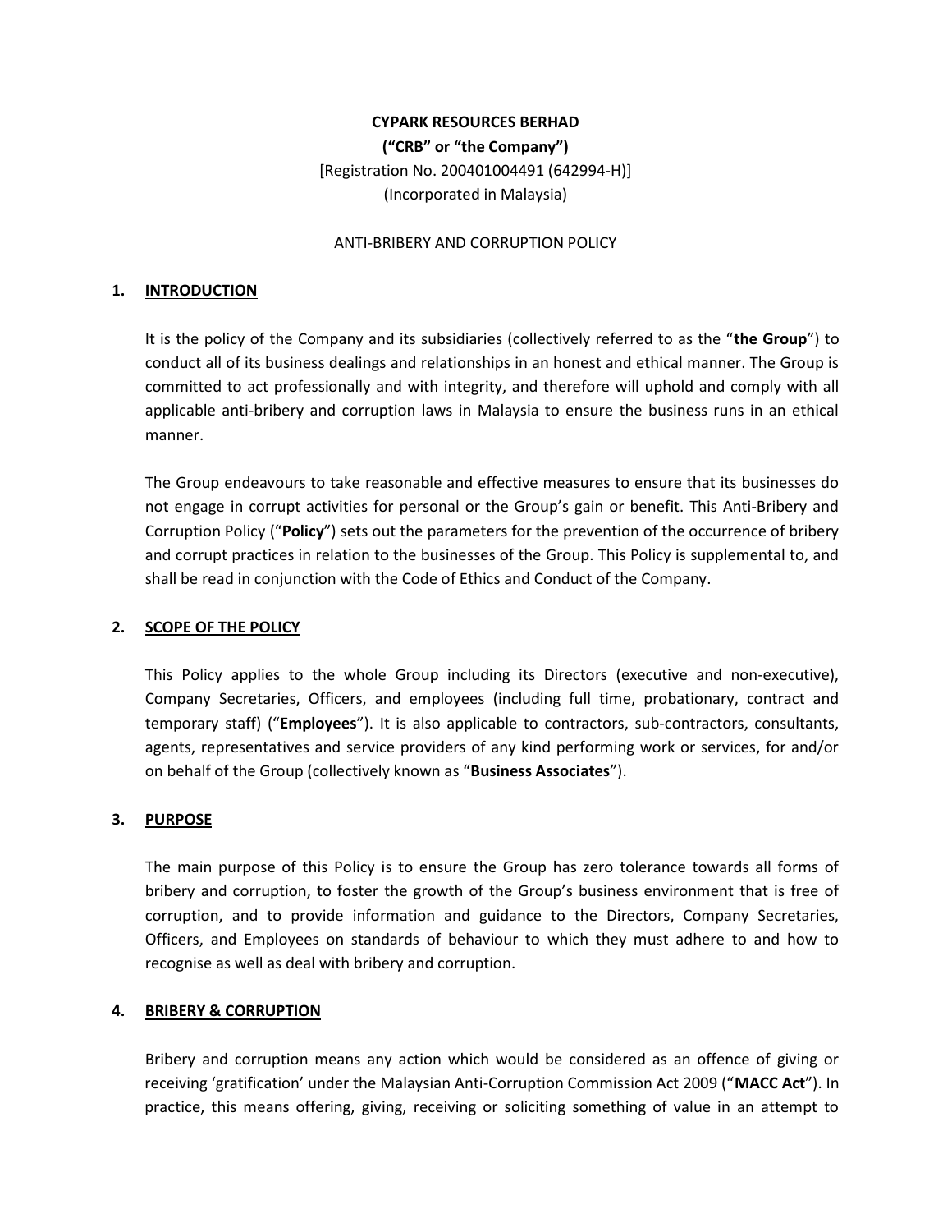**CYPARK RESOURCES BERHAD**

**("CRB" or "the Company")**

[Registration No. 200401004491 (642994-H)]

(Incorporated in Malaysia)

ANTI-BRIBERY AND CORRUPTION POLICY

## 1. INTRODUCTION

It is the policy of the Company and its subsidiaries (collectively referred to as the "**the Group**") to conduct all of its business dealings and relationships in an honest and ethical manner. The Group is committed to act professionally and with integrity, and therefore will uphold and comply with all applicable anti-bribery and corruption laws in Malaysia to ensure the business runs in an ethical manner.

The Group endeavours to take reasonable and effective measures to ensure that its businesses do not engage in corrupt activities for personal or the Group's gain or benefit. This Anti-Bribery and Corruption Policy ("**Policy**") sets out the parameters for the prevention of the occurrence of bribery and corrupt practices in relation to the businesses of the Group. This Policy is supplemental to, and shall be read in conjunction with the Code of Ethics and Conduct of the Company.

## 2. SCOPE OF THE POLICY

This Policy applies to the whole Group including its Directors (executive and non-executive), Company Secretaries, Officers, and employees (including full time, probationary, contract and temporary staff) ("**Employees**"). It is also applicable to contractors, sub-contractors, consultants, agents, representatives and service providers of any kind performing work or services, for and/or on behalf of the Group (collectively known as "**Business Associates**").

## 3. PURPOSE

The main purpose of this Policy is to ensure the Group has zero tolerance towards all forms of bribery and corruption, to foster the growth of the Group's business environment that is free of corruption, and to provide information and guidance to the Directors, Company Secretaries, Officers, and Employees on standards of behaviour to which they must adhere to and how to recognise as well as deal with bribery and corruption.

## 4. BRIBERY & CORRUPTION

Bribery and corruption means any action which would be considered as an offence of giving or receiving 'gratification' under the Malaysian Anti-Corruption Commission Act 2009 ("**MACC Act**"). In practice, this means offering, giving, receiving or soliciting something of value in an attempt to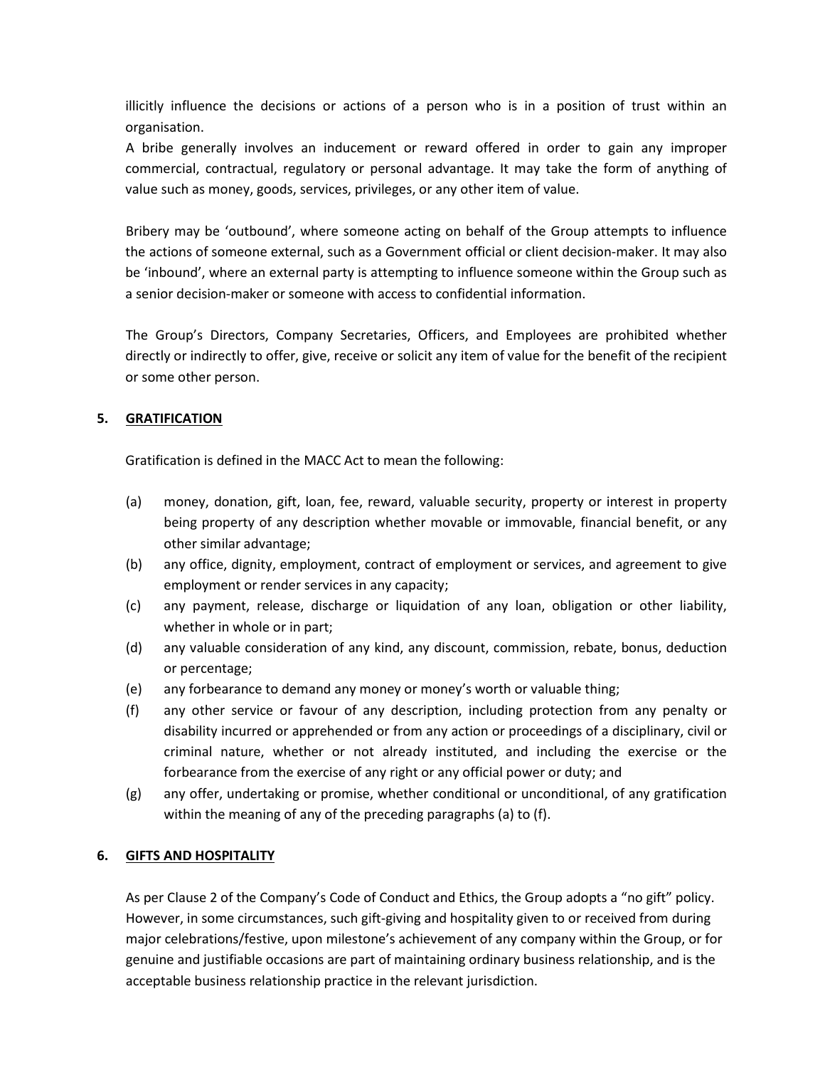illicitly influence the decisions or actions of a person who is in a position of trust within an organisation.
A bribe generally involves an inducement or reward offered in order to gain any improper commercial, contractual, regulatory or personal advantage. It may take the form of anything of value such as money, goods, services, privileges, or any other item of value.

Bribery may be 'outbound', where someone acting on behalf of the Group attempts to influence the actions of someone external, such as a Government official or client decision-maker. It may also be 'inbound', where an external party is attempting to influence someone within the Group such as a senior decision-maker or someone with access to confidential information.

The Group's Directors, Company Secretaries, Officers, and Employees are prohibited whether directly or indirectly to offer, give, receive or solicit any item of value for the benefit of the recipient or some other person.

## 5. <u>GRATIFICATION</u>

Gratification is defined in the MACC Act to mean the following:

(a) money, donation, gift, loan, fee, reward, valuable security, property or interest in property being property of any description whether movable or immovable, financial benefit, or any other similar advantage;
(b) any office, dignity, employment, contract of employment or services, and agreement to give employment or render services in any capacity;
(c) any payment, release, discharge or liquidation of any loan, obligation or other liability, whether in whole or in part;
(d) any valuable consideration of any kind, any discount, commission, rebate, bonus, deduction or percentage;
(e) any forbearance to demand any money or money's worth or valuable thing;
(f) any other service or favour of any description, including protection from any penalty or disability incurred or apprehended or from any action or proceedings of a disciplinary, civil or criminal nature, whether or not already instituted, and including the exercise or the forbearance from the exercise of any right or any official power or duty; and
(g) any offer, undertaking or promise, whether conditional or unconditional, of any gratification within the meaning of any of the preceding paragraphs (a) to (f).

## 6. <u>GIFTS AND HOSPITALITY</u>

As per Clause 2 of the Company's Code of Conduct and Ethics, the Group adopts a "no gift" policy. However, in some circumstances, such gift-giving and hospitality given to or received from during major celebrations/festive, upon milestone's achievement of any company within the Group, or for genuine and justifiable occasions are part of maintaining ordinary business relationship, and is the acceptable business relationship practice in the relevant jurisdiction.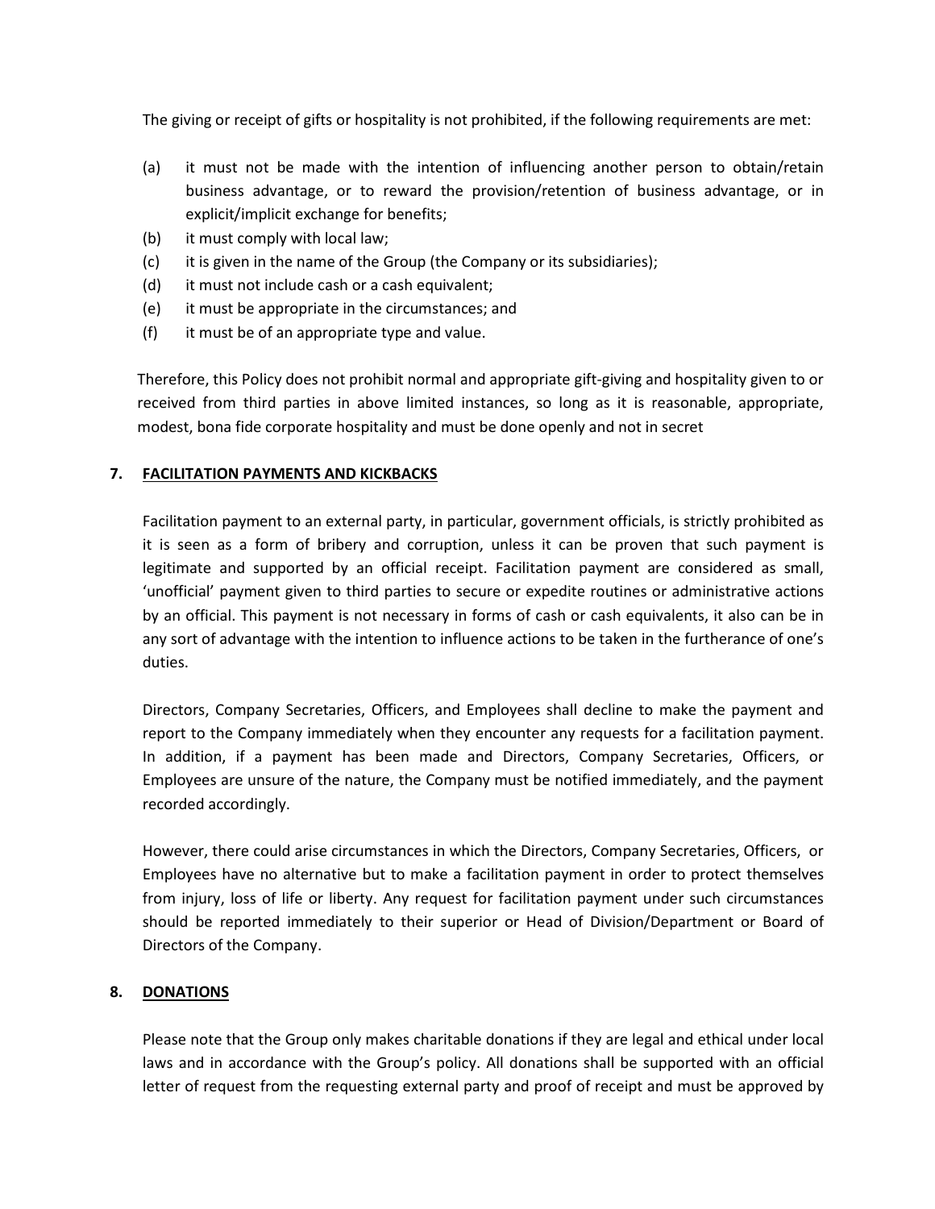The giving or receipt of gifts or hospitality is not prohibited, if the following requirements are met:

(a) it must not be made with the intention of influencing another person to obtain/retain business advantage, or to reward the provision/retention of business advantage, or in explicit/implicit exchange for benefits;
(b) it must comply with local law;
(c) it is given in the name of the Group (the Company or its subsidiaries);
(d) it must not include cash or a cash equivalent;
(e) it must be appropriate in the circumstances; and
(f) it must be of an appropriate type and value.

Therefore, this Policy does not prohibit normal and appropriate gift-giving and hospitality given to or received from third parties in above limited instances, so long as it is reasonable, appropriate, modest, bona fide corporate hospitality and must be done openly and not in secret

## 7. FACILITATION PAYMENTS AND KICKBACKS

Facilitation payment to an external party, in particular, government officials, is strictly prohibited as it is seen as a form of bribery and corruption, unless it can be proven that such payment is legitimate and supported by an official receipt. Facilitation payment are considered as small, 'unofficial' payment given to third parties to secure or expedite routines or administrative actions by an official. This payment is not necessary in forms of cash or cash equivalents, it also can be in any sort of advantage with the intention to influence actions to be taken in the furtherance of one's duties.

Directors, Company Secretaries, Officers, and Employees shall decline to make the payment and report to the Company immediately when they encounter any requests for a facilitation payment. In addition, if a payment has been made and Directors, Company Secretaries, Officers, or Employees are unsure of the nature, the Company must be notified immediately, and the payment recorded accordingly.

However, there could arise circumstances in which the Directors, Company Secretaries, Officers, or Employees have no alternative but to make a facilitation payment in order to protect themselves from injury, loss of life or liberty. Any request for facilitation payment under such circumstances should be reported immediately to their superior or Head of Division/Department or Board of Directors of the Company.

## 8. DONATIONS

Please note that the Group only makes charitable donations if they are legal and ethical under local laws and in accordance with the Group's policy. All donations shall be supported with an official letter of request from the requesting external party and proof of receipt and must be approved by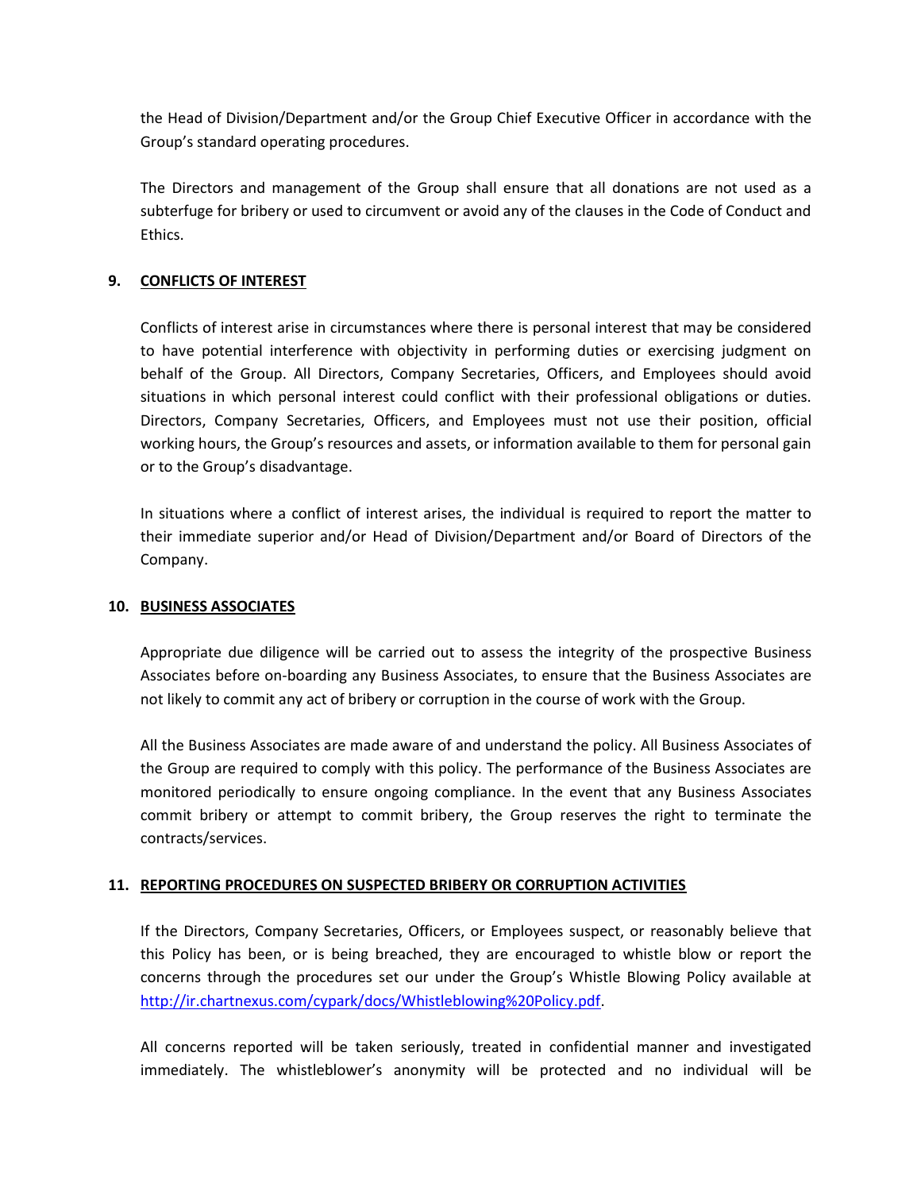the Head of Division/Department and/or the Group Chief Executive Officer in accordance with the Group's standard operating procedures.

The Directors and management of the Group shall ensure that all donations are not used as a subterfuge for bribery or used to circumvent or avoid any of the clauses in the Code of Conduct and Ethics.

## 9. CONFLICTS OF INTEREST

Conflicts of interest arise in circumstances where there is personal interest that may be considered to have potential interference with objectivity in performing duties or exercising judgment on behalf of the Group. All Directors, Company Secretaries, Officers, and Employees should avoid situations in which personal interest could conflict with their professional obligations or duties. Directors, Company Secretaries, Officers, and Employees must not use their position, official working hours, the Group's resources and assets, or information available to them for personal gain or to the Group's disadvantage.

In situations where a conflict of interest arises, the individual is required to report the matter to their immediate superior and/or Head of Division/Department and/or Board of Directors of the Company.

## 10. BUSINESS ASSOCIATES

Appropriate due diligence will be carried out to assess the integrity of the prospective Business Associates before on-boarding any Business Associates, to ensure that the Business Associates are not likely to commit any act of bribery or corruption in the course of work with the Group.

All the Business Associates are made aware of and understand the policy. All Business Associates of the Group are required to comply with this policy. The performance of the Business Associates are monitored periodically to ensure ongoing compliance. In the event that any Business Associates commit bribery or attempt to commit bribery, the Group reserves the right to terminate the contracts/services.

## 11. REPORTING PROCEDURES ON SUSPECTED BRIBERY OR CORRUPTION ACTIVITIES

If the Directors, Company Secretaries, Officers, or Employees suspect, or reasonably believe that this Policy has been, or is being breached, they are encouraged to whistle blow or report the concerns through the procedures set our under the Group's Whistle Blowing Policy available at [http://ir.chartnexus.com/cypark/docs/Whistleblowing%20Policy.pdf](http://ir.chartnexus.com/cypark/docs/Whistleblowing%20Policy.pdf).

All concerns reported will be taken seriously, treated in confidential manner and investigated immediately. The whistleblower's anonymity will be protected and no individual will be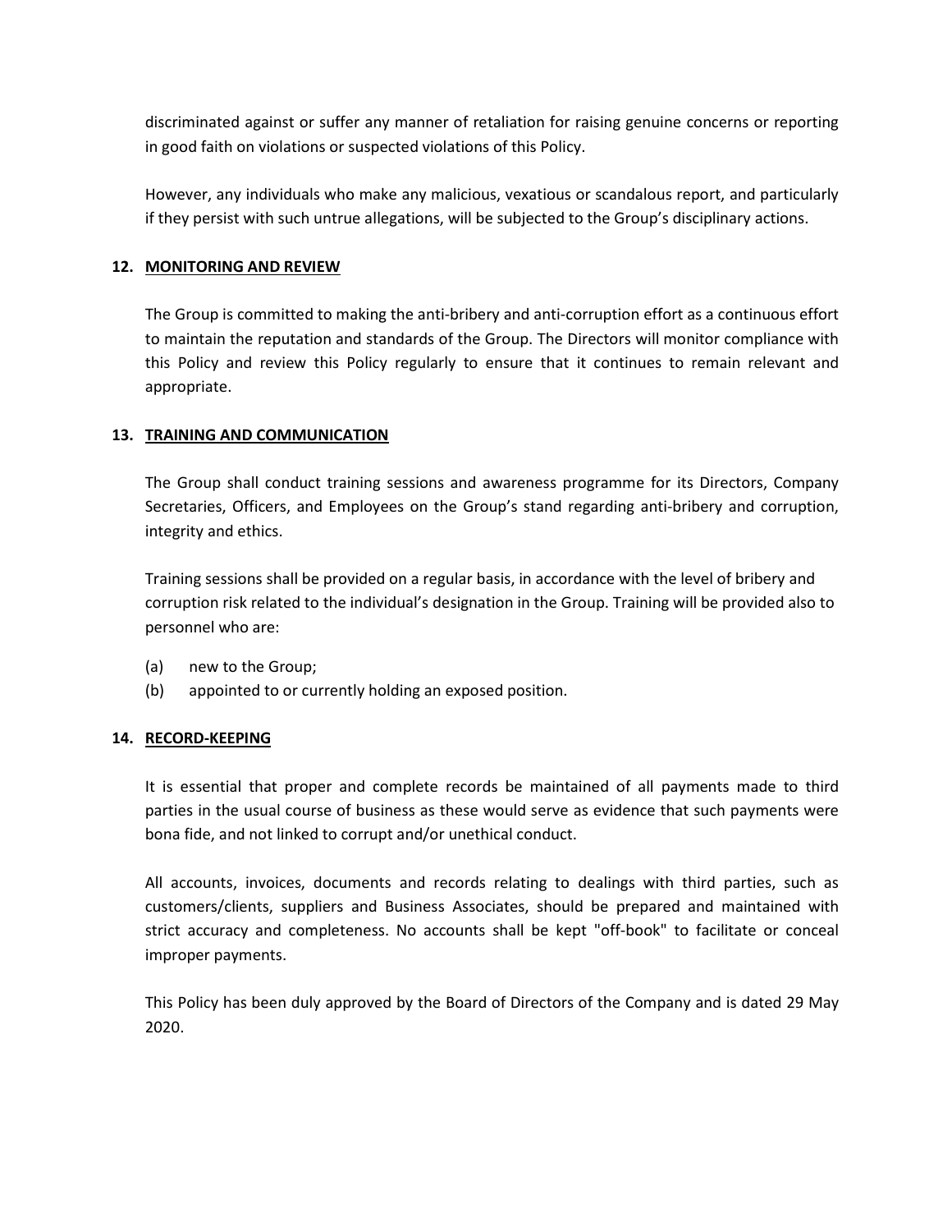discriminated against or suffer any manner of retaliation for raising genuine concerns or reporting in good faith on violations or suspected violations of this Policy.

However, any individuals who make any malicious, vexatious or scandalous report, and particularly if they persist with such untrue allegations, will be subjected to the Group's disciplinary actions.

## 12. MONITORING AND REVIEW

The Group is committed to making the anti-bribery and anti-corruption effort as a continuous effort to maintain the reputation and standards of the Group. The Directors will monitor compliance with this Policy and review this Policy regularly to ensure that it continues to remain relevant and appropriate.

## 13. TRAINING AND COMMUNICATION

The Group shall conduct training sessions and awareness programme for its Directors, Company Secretaries, Officers, and Employees on the Group's stand regarding anti-bribery and corruption, integrity and ethics.

Training sessions shall be provided on a regular basis, in accordance with the level of bribery and corruption risk related to the individual's designation in the Group. Training will be provided also to personnel who are:

(a) new to the Group;
(b) appointed to or currently holding an exposed position.

## 14. RECORD-KEEPING

It is essential that proper and complete records be maintained of all payments made to third parties in the usual course of business as these would serve as evidence that such payments were bona fide, and not linked to corrupt and/or unethical conduct.

All accounts, invoices, documents and records relating to dealings with third parties, such as customers/clients, suppliers and Business Associates, should be prepared and maintained with strict accuracy and completeness. No accounts shall be kept "off-book" to facilitate or conceal improper payments.

This Policy has been duly approved by the Board of Directors of the Company and is dated 29 May 2020.